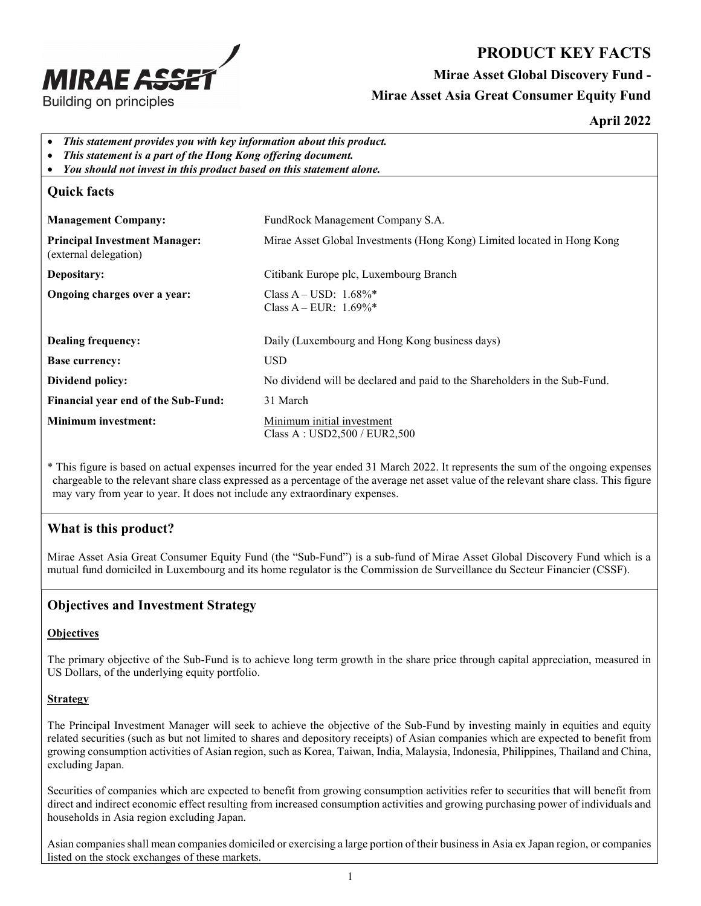# PRODUCT KEY FACTS

**Mirae Asset Global Discovery Fund -**

**Mirae Asset Asia Great Consumer Equity Fund**

**April 2022**

- ***This statement provides you with key information about this product.***
- ***This statement is a part of the Hong Kong offering document.***
- ***You should not invest in this product based on this statement alone.***

## Quick facts

| | |
|---|---|
| **Management Company:** | FundRock Management Company S.A. |
| **Principal Investment Manager:** (external delegation) | Mirae Asset Global Investments (Hong Kong) Limited located in Hong Kong |
| **Depositary:** | Citibank Europe plc, Luxembourg Branch |
| **Ongoing charges over a year:** | Class A – USD: 1.68%*<br>Class A – EUR: 1.69%* |
| **Dealing frequency:** | Daily (Luxembourg and Hong Kong business days) |
| **Base currency:** | USD |
| **Dividend policy:** | No dividend will be declared and paid to the Shareholders in the Sub-Fund. |
| **Financial year end of the Sub-Fund:** | 31 March |
| **Minimum investment:** | Minimum initial investment<br>Class A : USD2,500 / EUR2,500 |

\* This figure is based on actual expenses incurred for the year ended 31 March 2022. It represents the sum of the ongoing expenses chargeable to the relevant share class expressed as a percentage of the average net asset value of the relevant share class. This figure may vary from year to year. It does not include any extraordinary expenses.

## What is this product?

Mirae Asset Asia Great Consumer Equity Fund (the "Sub-Fund") is a sub-fund of Mirae Asset Global Discovery Fund which is a mutual fund domiciled in Luxembourg and its home regulator is the Commission de Surveillance du Secteur Financier (CSSF).

## Objectives and Investment Strategy

### Objectives

The primary objective of the Sub-Fund is to achieve long term growth in the share price through capital appreciation, measured in US Dollars, of the underlying equity portfolio.

### Strategy

The Principal Investment Manager will seek to achieve the objective of the Sub-Fund by investing mainly in equities and equity related securities (such as but not limited to shares and depository receipts) of Asian companies which are expected to benefit from growing consumption activities of Asian region, such as Korea, Taiwan, India, Malaysia, Indonesia, Philippines, Thailand and China, excluding Japan.

Securities of companies which are expected to benefit from growing consumption activities refer to securities that will benefit from direct and indirect economic effect resulting from increased consumption activities and growing purchasing power of individuals and households in Asia region excluding Japan.

Asian companies shall mean companies domiciled or exercising a large portion of their business in Asia ex Japan region, or companies listed on the stock exchanges of these markets.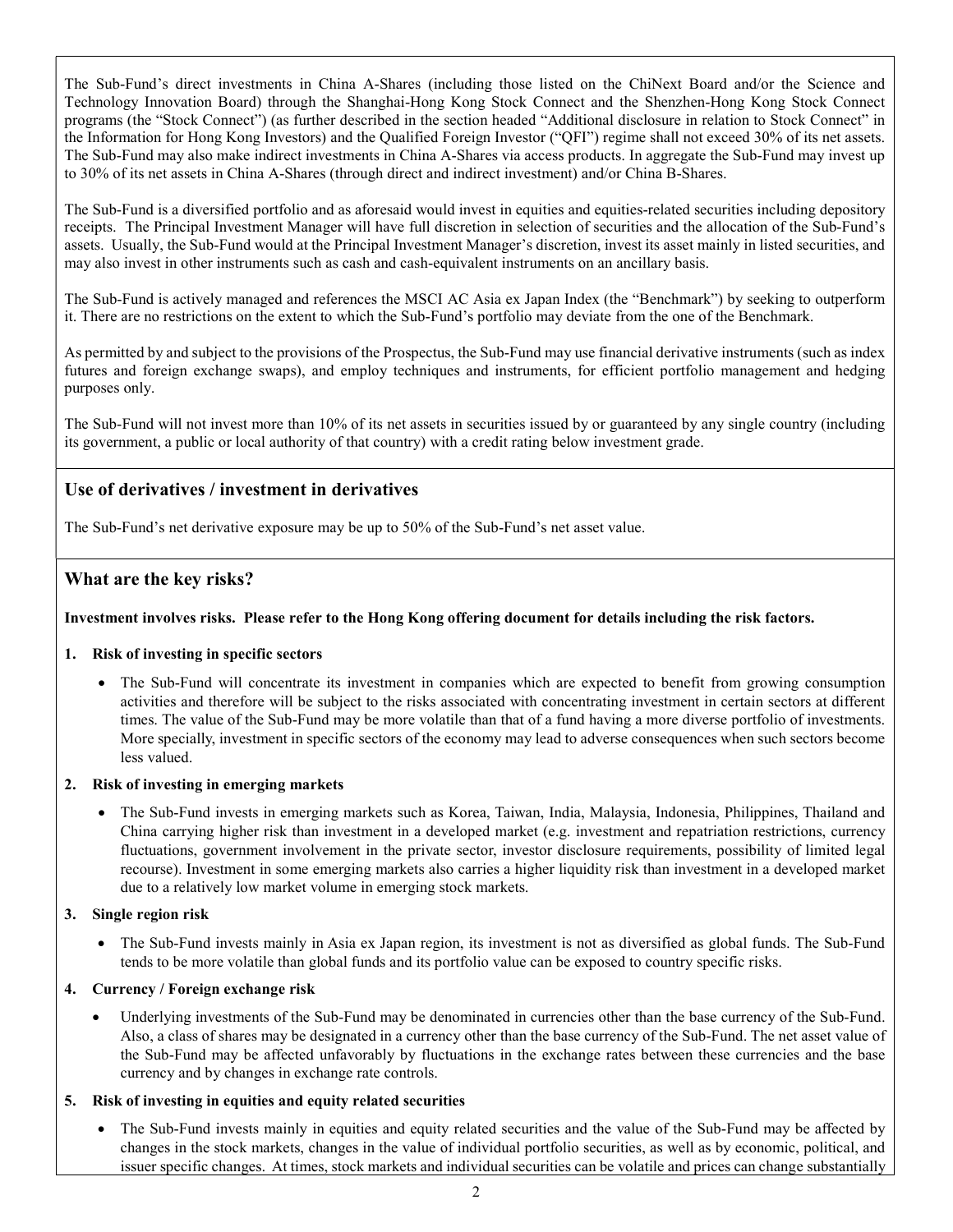The Sub-Fund's direct investments in China A-Shares (including those listed on the ChiNext Board and/or the Science and Technology Innovation Board) through the Shanghai-Hong Kong Stock Connect and the Shenzhen-Hong Kong Stock Connect programs (the "Stock Connect") (as further described in the section headed "Additional disclosure in relation to Stock Connect" in the Information for Hong Kong Investors) and the Qualified Foreign Investor ("QFI") regime shall not exceed 30% of its net assets. The Sub-Fund may also make indirect investments in China A-Shares via access products. In aggregate the Sub-Fund may invest up to 30% of its net assets in China A-Shares (through direct and indirect investment) and/or China B-Shares.

The Sub-Fund is a diversified portfolio and as aforesaid would invest in equities and equities-related securities including depository receipts. The Principal Investment Manager will have full discretion in selection of securities and the allocation of the Sub-Fund's assets. Usually, the Sub-Fund would at the Principal Investment Manager's discretion, invest its asset mainly in listed securities, and may also invest in other instruments such as cash and cash-equivalent instruments on an ancillary basis.

The Sub-Fund is actively managed and references the MSCI AC Asia ex Japan Index (the "Benchmark") by seeking to outperform it. There are no restrictions on the extent to which the Sub-Fund's portfolio may deviate from the one of the Benchmark.

As permitted by and subject to the provisions of the Prospectus, the Sub-Fund may use financial derivative instruments (such as index futures and foreign exchange swaps), and employ techniques and instruments, for efficient portfolio management and hedging purposes only.

The Sub-Fund will not invest more than 10% of its net assets in securities issued by or guaranteed by any single country (including its government, a public or local authority of that country) with a credit rating below investment grade.

## Use of derivatives / investment in derivatives

The Sub-Fund's net derivative exposure may be up to 50% of the Sub-Fund's net asset value.

## What are the key risks?

**Investment involves risks. Please refer to the Hong Kong offering document for details including the risk factors.**

**1. Risk of investing in specific sectors**

- The Sub-Fund will concentrate its investment in companies which are expected to benefit from growing consumption activities and therefore will be subject to the risks associated with concentrating investment in certain sectors at different times. The value of the Sub-Fund may be more volatile than that of a fund having a more diverse portfolio of investments. More specially, investment in specific sectors of the economy may lead to adverse consequences when such sectors become less valued.

**2. Risk of investing in emerging markets**

- The Sub-Fund invests in emerging markets such as Korea, Taiwan, India, Malaysia, Indonesia, Philippines, Thailand and China carrying higher risk than investment in a developed market (e.g. investment and repatriation restrictions, currency fluctuations, government involvement in the private sector, investor disclosure requirements, possibility of limited legal recourse). Investment in some emerging markets also carries a higher liquidity risk than investment in a developed market due to a relatively low market volume in emerging stock markets.

**3. Single region risk**

- The Sub-Fund invests mainly in Asia ex Japan region, its investment is not as diversified as global funds. The Sub-Fund tends to be more volatile than global funds and its portfolio value can be exposed to country specific risks.

**4. Currency / Foreign exchange risk**

- Underlying investments of the Sub-Fund may be denominated in currencies other than the base currency of the Sub-Fund. Also, a class of shares may be designated in a currency other than the base currency of the Sub-Fund. The net asset value of the Sub-Fund may be affected unfavorably by fluctuations in the exchange rates between these currencies and the base currency and by changes in exchange rate controls.

**5. Risk of investing in equities and equity related securities**

- The Sub-Fund invests mainly in equities and equity related securities and the value of the Sub-Fund may be affected by changes in the stock markets, changes in the value of individual portfolio securities, as well as by economic, political, and issuer specific changes. At times, stock markets and individual securities can be volatile and prices can change substantially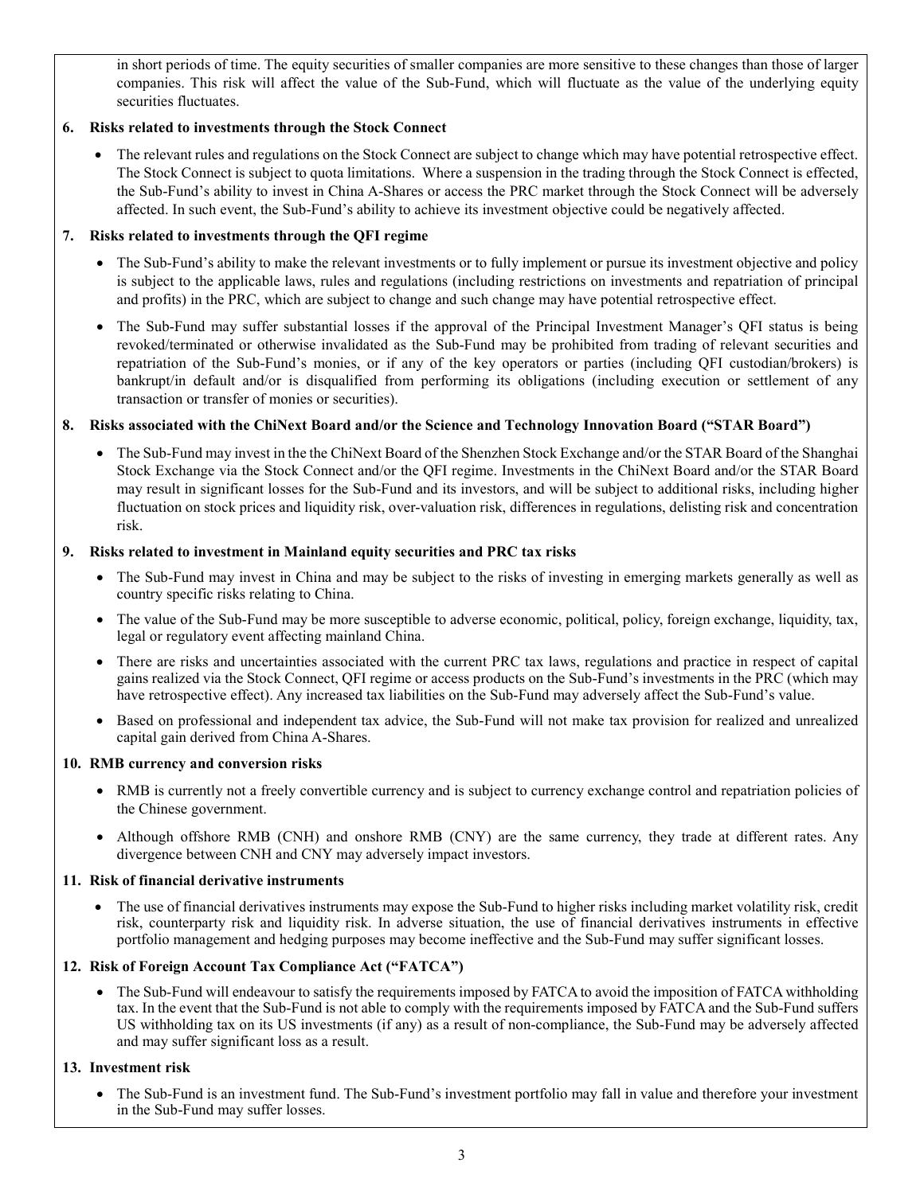in short periods of time. The equity securities of smaller companies are more sensitive to these changes than those of larger companies. This risk will affect the value of the Sub-Fund, which will fluctuate as the value of the underlying equity securities fluctuates.

**6. Risks related to investments through the Stock Connect**

- The relevant rules and regulations on the Stock Connect are subject to change which may have potential retrospective effect. The Stock Connect is subject to quota limitations. Where a suspension in the trading through the Stock Connect is effected, the Sub-Fund's ability to invest in China A-Shares or access the PRC market through the Stock Connect will be adversely affected. In such event, the Sub-Fund's ability to achieve its investment objective could be negatively affected.

**7. Risks related to investments through the QFI regime**

- The Sub-Fund's ability to make the relevant investments or to fully implement or pursue its investment objective and policy is subject to the applicable laws, rules and regulations (including restrictions on investments and repatriation of principal and profits) in the PRC, which are subject to change and such change may have potential retrospective effect.
- The Sub-Fund may suffer substantial losses if the approval of the Principal Investment Manager's QFI status is being revoked/terminated or otherwise invalidated as the Sub-Fund may be prohibited from trading of relevant securities and repatriation of the Sub-Fund's monies, or if any of the key operators or parties (including QFI custodian/brokers) is bankrupt/in default and/or is disqualified from performing its obligations (including execution or settlement of any transaction or transfer of monies or securities).

**8. Risks associated with the ChiNext Board and/or the Science and Technology Innovation Board ("STAR Board")**

- The Sub-Fund may invest in the the ChiNext Board of the Shenzhen Stock Exchange and/or the STAR Board of the Shanghai Stock Exchange via the Stock Connect and/or the QFI regime. Investments in the ChiNext Board and/or the STAR Board may result in significant losses for the Sub-Fund and its investors, and will be subject to additional risks, including higher fluctuation on stock prices and liquidity risk, over-valuation risk, differences in regulations, delisting risk and concentration risk.

**9. Risks related to investment in Mainland equity securities and PRC tax risks**

- The Sub-Fund may invest in China and may be subject to the risks of investing in emerging markets generally as well as country specific risks relating to China.
- The value of the Sub-Fund may be more susceptible to adverse economic, political, policy, foreign exchange, liquidity, tax, legal or regulatory event affecting mainland China.
- There are risks and uncertainties associated with the current PRC tax laws, regulations and practice in respect of capital gains realized via the Stock Connect, QFI regime or access products on the Sub-Fund's investments in the PRC (which may have retrospective effect). Any increased tax liabilities on the Sub-Fund may adversely affect the Sub-Fund's value.
- Based on professional and independent tax advice, the Sub-Fund will not make tax provision for realized and unrealized capital gain derived from China A-Shares.

**10. RMB currency and conversion risks**

- RMB is currently not a freely convertible currency and is subject to currency exchange control and repatriation policies of the Chinese government.
- Although offshore RMB (CNH) and onshore RMB (CNY) are the same currency, they trade at different rates. Any divergence between CNH and CNY may adversely impact investors.

**11. Risk of financial derivative instruments**

- The use of financial derivatives instruments may expose the Sub-Fund to higher risks including market volatility risk, credit risk, counterparty risk and liquidity risk. In adverse situation, the use of financial derivatives instruments in effective portfolio management and hedging purposes may become ineffective and the Sub-Fund may suffer significant losses.

**12. Risk of Foreign Account Tax Compliance Act ("FATCA")**

- The Sub-Fund will endeavour to satisfy the requirements imposed by FATCA to avoid the imposition of FATCA withholding tax. In the event that the Sub-Fund is not able to comply with the requirements imposed by FATCA and the Sub-Fund suffers US withholding tax on its US investments (if any) as a result of non-compliance, the Sub-Fund may be adversely affected and may suffer significant loss as a result.

**13. Investment risk**

- The Sub-Fund is an investment fund. The Sub-Fund's investment portfolio may fall in value and therefore your investment in the Sub-Fund may suffer losses.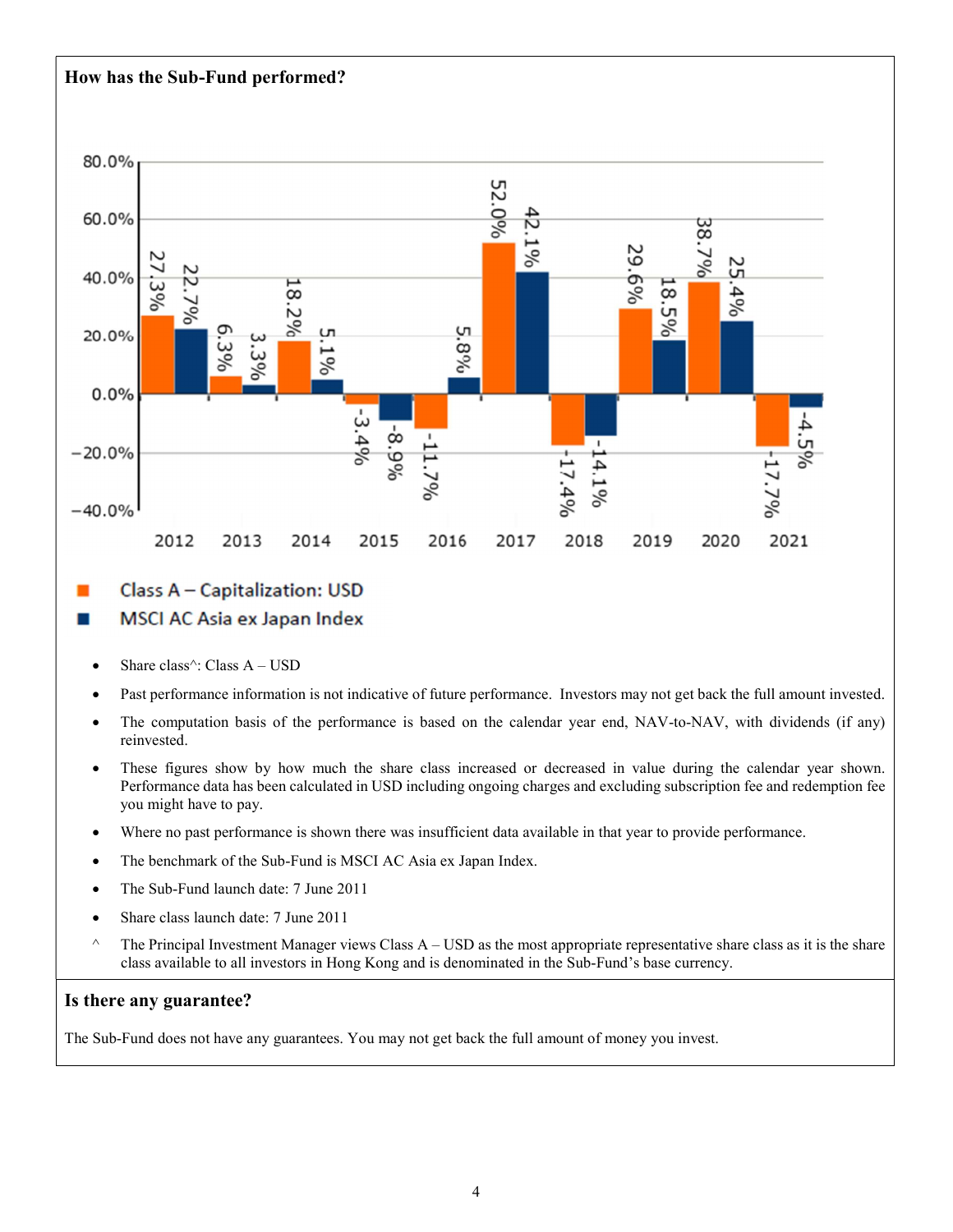## How has the Sub-Fund performed?

| Year | Class A – Capitalization: USD | MSCI AC Asia ex Japan Index |
|---|---|---|
| 2012 | 27.3% | 22.7% |
| 2013 | 6.3% | 3.3% |
| 2014 | 18.2% | 5.1% |
| 2015 | -3.4% | -8.9% |
| 2016 | -11.7% | 5.8% |
| 2017 | 52.0% | 42.1% |
| 2018 | -17.4% | -14.1% |
| 2019 | 29.6% | 18.5% |
| 2020 | 38.7% | 25.4% |
| 2021 | -17.7% | -4.5% |

- Share class^: Class A – USD
- Past performance information is not indicative of future performance. Investors may not get back the full amount invested.
- The computation basis of the performance is based on the calendar year end, NAV-to-NAV, with dividends (if any) reinvested.
- These figures show by how much the share class increased or decreased in value during the calendar year shown. Performance data has been calculated in USD including ongoing charges and excluding subscription fee and redemption fee you might have to pay.
- Where no past performance is shown there was insufficient data available in that year to provide performance.
- The benchmark of the Sub-Fund is MSCI AC Asia ex Japan Index.
- The Sub-Fund launch date: 7 June 2011
- Share class launch date: 7 June 2011

^ The Principal Investment Manager views Class A – USD as the most appropriate representative share class as it is the share class available to all investors in Hong Kong and is denominated in the Sub-Fund's base currency.

## Is there any guarantee?

The Sub-Fund does not have any guarantees. You may not get back the full amount of money you invest.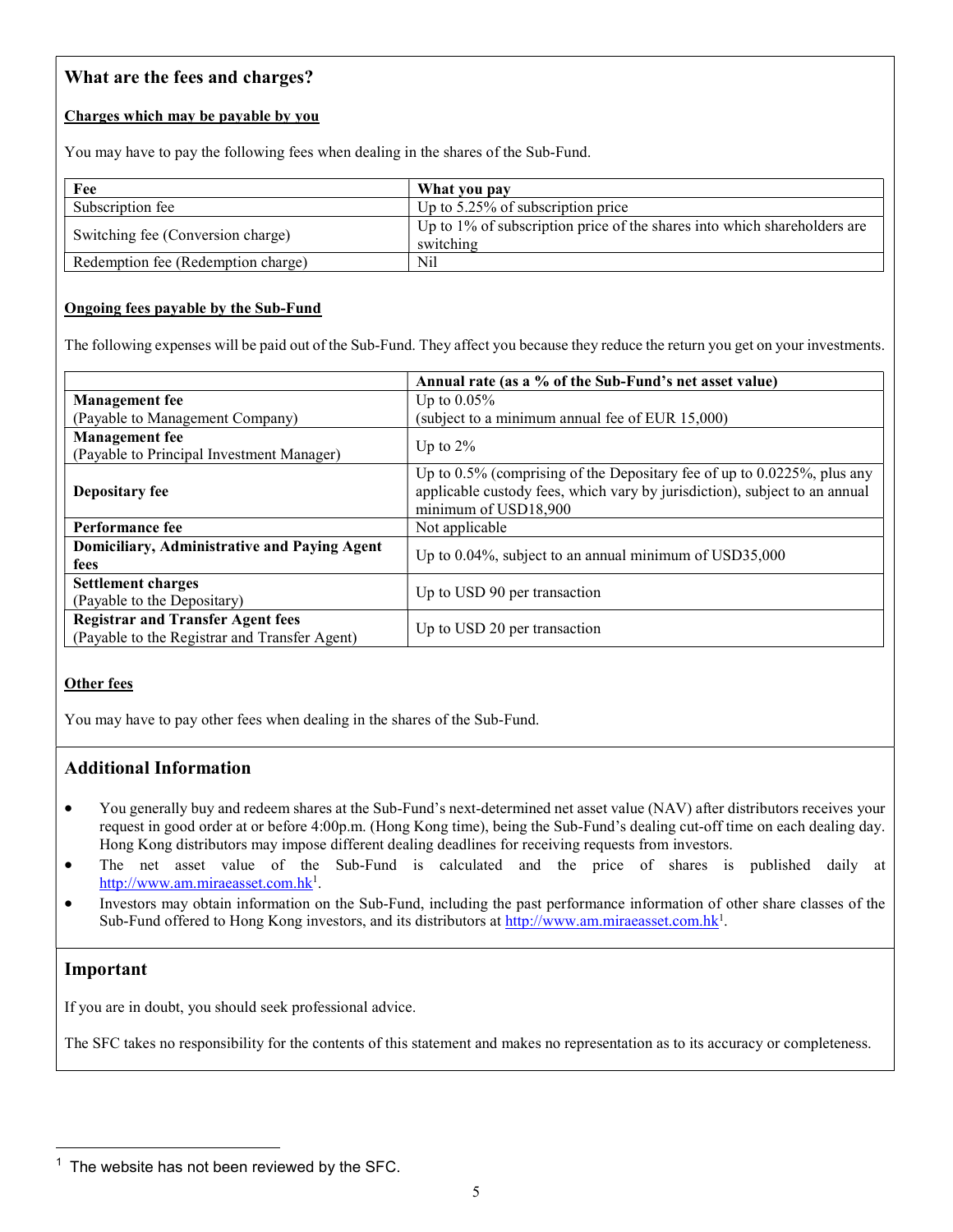## What are the fees and charges?

**Charges which may be payable by you**

You may have to pay the following fees when dealing in the shares of the Sub-Fund.

| Fee | What you pay |
|---|---|
| Subscription fee | Up to 5.25% of subscription price |
| Switching fee (Conversion charge) | Up to 1% of subscription price of the shares into which shareholders are switching |
| Redemption fee (Redemption charge) | Nil |

**Ongoing fees payable by the Sub-Fund**

The following expenses will be paid out of the Sub-Fund. They affect you because they reduce the return you get on your investments.

| | Annual rate (as a % of the Sub-Fund's net asset value) |
|---|---|
| **Management fee** (Payable to Management Company) | Up to 0.05% (subject to a minimum annual fee of EUR 15,000) |
| **Management fee** (Payable to Principal Investment Manager) | Up to 2% |
| **Depositary fee** | Up to 0.5% (comprising of the Depositary fee of up to 0.0225%, plus any applicable custody fees, which vary by jurisdiction), subject to an annual minimum of USD18,900 |
| **Performance fee** | Not applicable |
| **Domiciliary, Administrative and Paying Agent fees** | Up to 0.04%, subject to an annual minimum of USD35,000 |
| **Settlement charges** (Payable to the Depositary) | Up to USD 90 per transaction |
| **Registrar and Transfer Agent fees** (Payable to the Registrar and Transfer Agent) | Up to USD 20 per transaction |

**Other fees**

You may have to pay other fees when dealing in the shares of the Sub-Fund.

## Additional Information

- You generally buy and redeem shares at the Sub-Fund's next-determined net asset value (NAV) after distributors receives your request in good order at or before 4:00p.m. (Hong Kong time), being the Sub-Fund's dealing cut-off time on each dealing day. Hong Kong distributors may impose different dealing deadlines for receiving requests from investors.
- The net asset value of the Sub-Fund is calculated and the price of shares is published daily at http://www.am.miraeasset.com.hk[1].
- Investors may obtain information on the Sub-Fund, including the past performance information of other share classes of the Sub-Fund offered to Hong Kong investors, and its distributors at http://www.am.miraeasset.com.hk[1].

## Important

If you are in doubt, you should seek professional advice.

The SFC takes no responsibility for the contents of this statement and makes no representation as to its accuracy or completeness.

[1] The website has not been reviewed by the SFC.